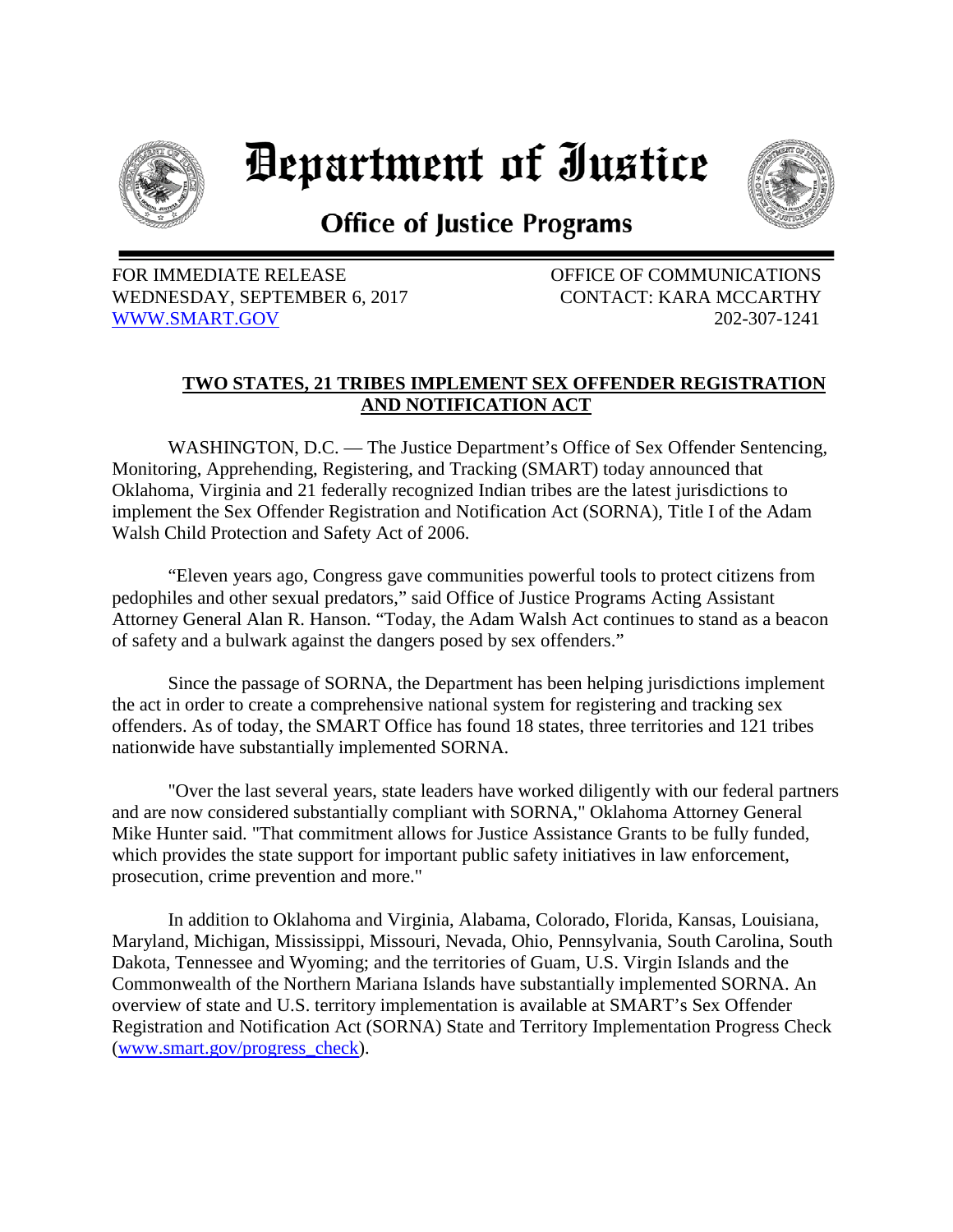# Department of Justice

## Office of Justice Programs

FOR IMMEDIATE RELEASE
WEDNESDAY, SEPTEMBER 6, 2017
[WWW.SMART.GOV](http://WWW.SMART.GOV)

OFFICE OF COMMUNICATIONS
CONTACT: KARA MCCARTHY
202-307-1241

### TWO STATES, 21 TRIBES IMPLEMENT SEX OFFENDER REGISTRATION AND NOTIFICATION ACT

WASHINGTON, D.C. — The Justice Department's Office of Sex Offender Sentencing, Monitoring, Apprehending, Registering, and Tracking (SMART) today announced that Oklahoma, Virginia and 21 federally recognized Indian tribes are the latest jurisdictions to implement the Sex Offender Registration and Notification Act (SORNA), Title I of the Adam Walsh Child Protection and Safety Act of 2006.

"Eleven years ago, Congress gave communities powerful tools to protect citizens from pedophiles and other sexual predators," said Office of Justice Programs Acting Assistant Attorney General Alan R. Hanson. "Today, the Adam Walsh Act continues to stand as a beacon of safety and a bulwark against the dangers posed by sex offenders."

Since the passage of SORNA, the Department has been helping jurisdictions implement the act in order to create a comprehensive national system for registering and tracking sex offenders. As of today, the SMART Office has found 18 states, three territories and 121 tribes nationwide have substantially implemented SORNA.

"Over the last several years, state leaders have worked diligently with our federal partners and are now considered substantially compliant with SORNA," Oklahoma Attorney General Mike Hunter said. "That commitment allows for Justice Assistance Grants to be fully funded, which provides the state support for important public safety initiatives in law enforcement, prosecution, crime prevention and more."

In addition to Oklahoma and Virginia, Alabama, Colorado, Florida, Kansas, Louisiana, Maryland, Michigan, Mississippi, Missouri, Nevada, Ohio, Pennsylvania, South Carolina, South Dakota, Tennessee and Wyoming; and the territories of Guam, U.S. Virgin Islands and the Commonwealth of the Northern Mariana Islands have substantially implemented SORNA. An overview of state and U.S. territory implementation is available at SMART's Sex Offender Registration and Notification Act (SORNA) State and Territory Implementation Progress Check ([www.smart.gov/progress_check](http://www.smart.gov/progress_check)).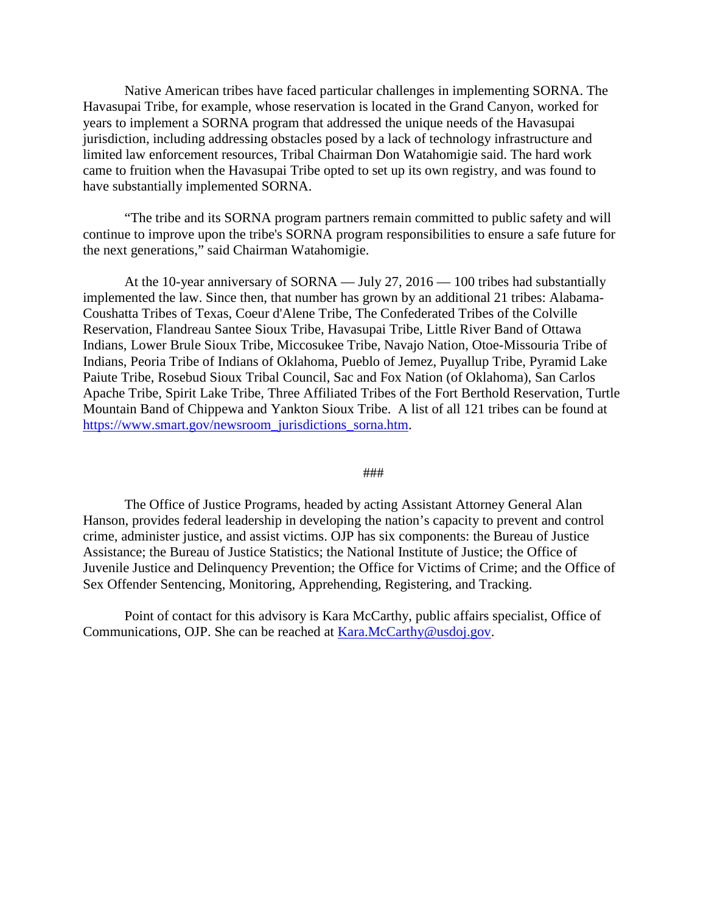Native American tribes have faced particular challenges in implementing SORNA. The Havasupai Tribe, for example, whose reservation is located in the Grand Canyon, worked for years to implement a SORNA program that addressed the unique needs of the Havasupai jurisdiction, including addressing obstacles posed by a lack of technology infrastructure and limited law enforcement resources, Tribal Chairman Don Watahomigie said. The hard work came to fruition when the Havasupai Tribe opted to set up its own registry, and was found to have substantially implemented SORNA.

"The tribe and its SORNA program partners remain committed to public safety and will continue to improve upon the tribe's SORNA program responsibilities to ensure a safe future for the next generations," said Chairman Watahomigie.

At the 10-year anniversary of SORNA — July 27, 2016 — 100 tribes had substantially implemented the law. Since then, that number has grown by an additional 21 tribes: Alabama-Coushatta Tribes of Texas, Coeur d'Alene Tribe, The Confederated Tribes of the Colville Reservation, Flandreau Santee Sioux Tribe, Havasupai Tribe, Little River Band of Ottawa Indians, Lower Brule Sioux Tribe, Miccosukee Tribe, Navajo Nation, Otoe-Missouria Tribe of Indians, Peoria Tribe of Indians of Oklahoma, Pueblo of Jemez, Puyallup Tribe, Pyramid Lake Paiute Tribe, Rosebud Sioux Tribal Council, Sac and Fox Nation (of Oklahoma), San Carlos Apache Tribe, Spirit Lake Tribe, Three Affiliated Tribes of the Fort Berthold Reservation, Turtle Mountain Band of Chippewa and Yankton Sioux Tribe. A list of all 121 tribes can be found at https://www.smart.gov/newsroom_jurisdictions_sorna.htm.

###

The Office of Justice Programs, headed by acting Assistant Attorney General Alan Hanson, provides federal leadership in developing the nation's capacity to prevent and control crime, administer justice, and assist victims. OJP has six components: the Bureau of Justice Assistance; the Bureau of Justice Statistics; the National Institute of Justice; the Office of Juvenile Justice and Delinquency Prevention; the Office for Victims of Crime; and the Office of Sex Offender Sentencing, Monitoring, Apprehending, Registering, and Tracking.

Point of contact for this advisory is Kara McCarthy, public affairs specialist, Office of Communications, OJP. She can be reached at Kara.McCarthy@usdoj.gov.